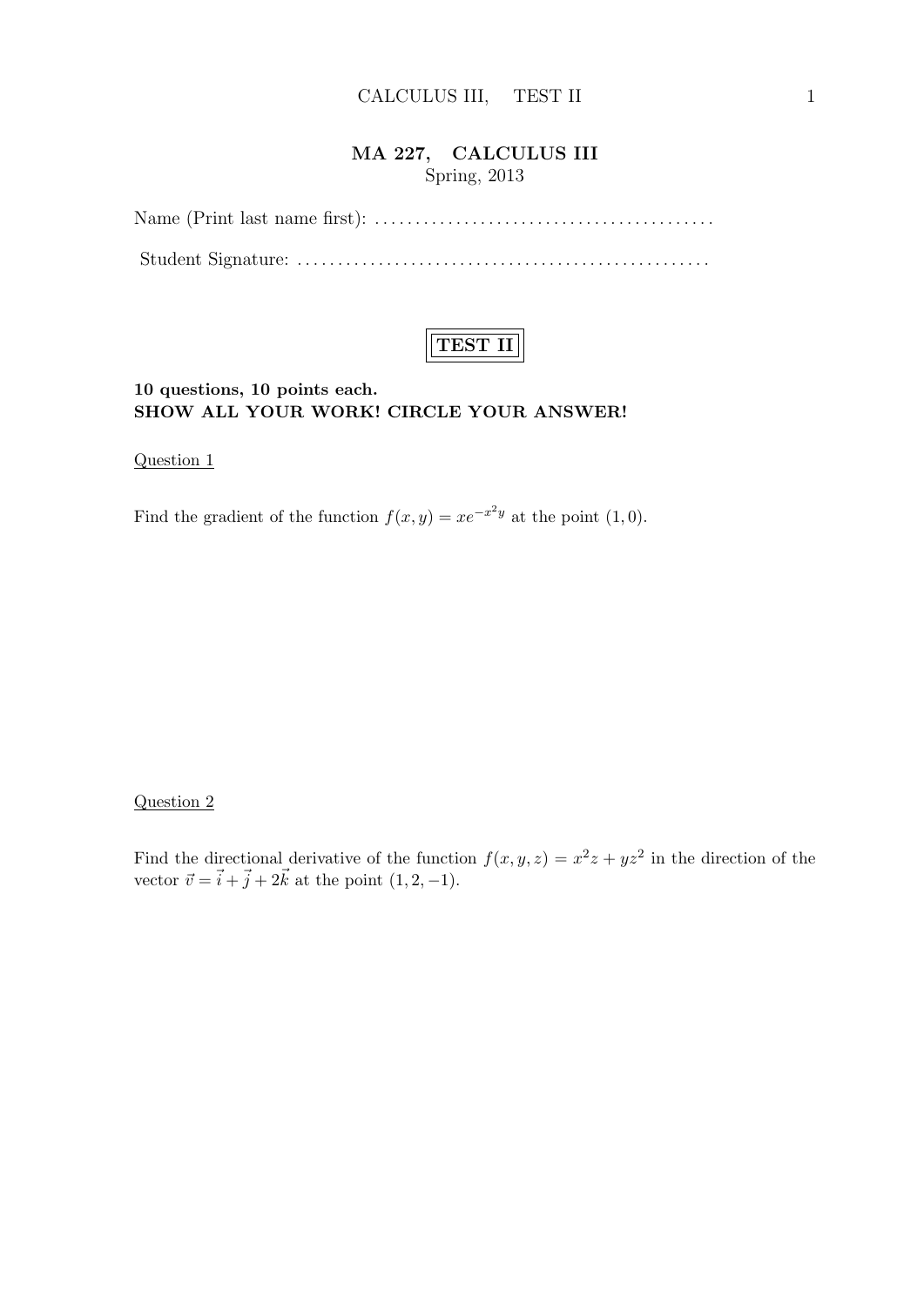## MA 227, CALCULUS III

Spring, 2013

Name (Print last name first): .........................................

Student Signature: .................................................

# TEST II

**10 questions, 10 points each.**
**SHOW ALL YOUR WORK! CIRCLE YOUR ANSWER!**

Question 1

Find the gradient of the function $f(x, y) = xe^{-x^2 y}$ at the point $(1, 0)$.

Question 2

Find the directional derivative of the function $f(x, y, z) = x^2 z + yz^2$ in the direction of the vector $\vec{v} = \vec{i} + \vec{j} + 2\vec{k}$ at the point $(1, 2, -1)$.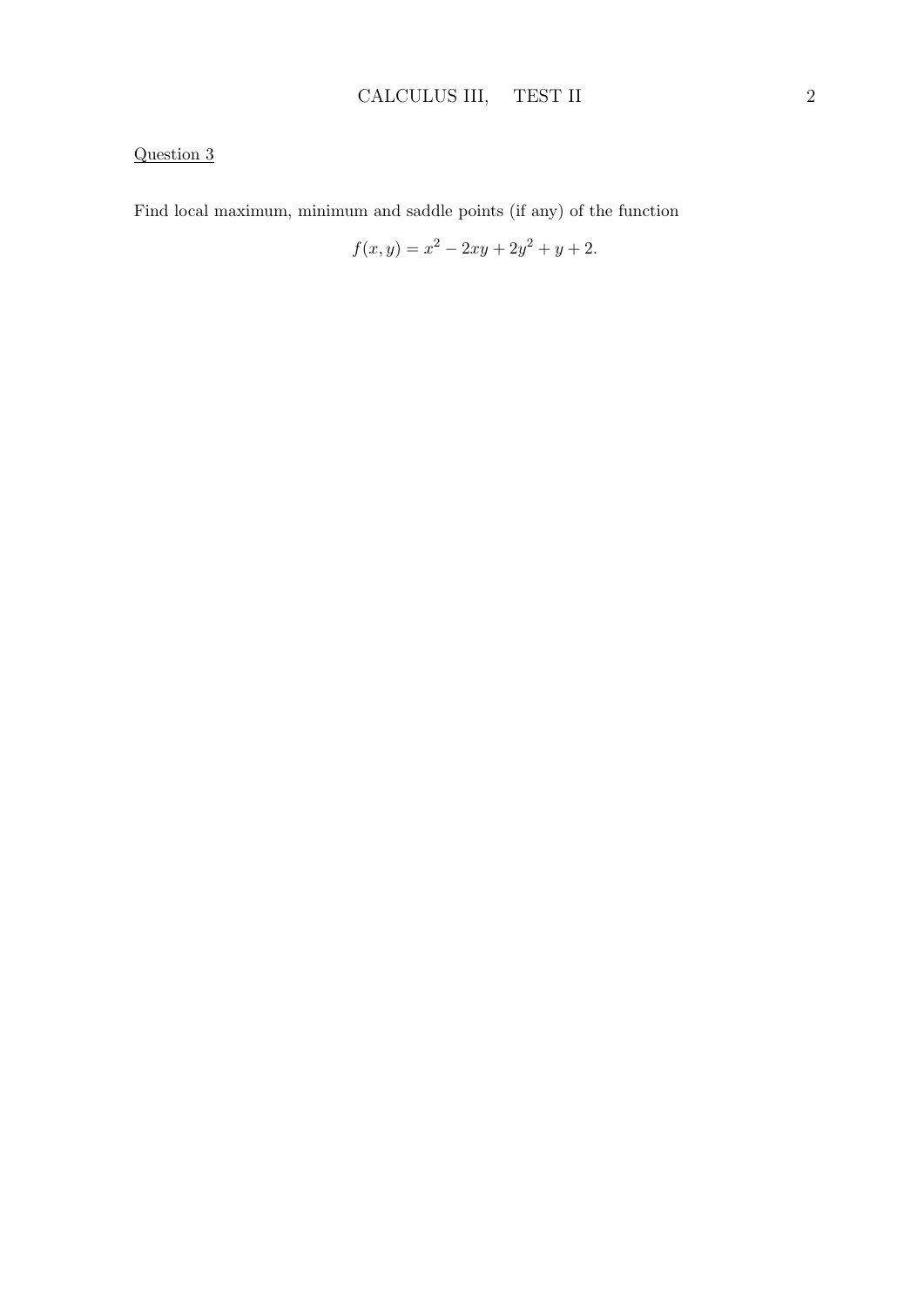Question 3

Find local maximum, minimum and saddle points (if any) of the function

$$f(x, y) = x^2 - 2xy + 2y^2 + y + 2.$$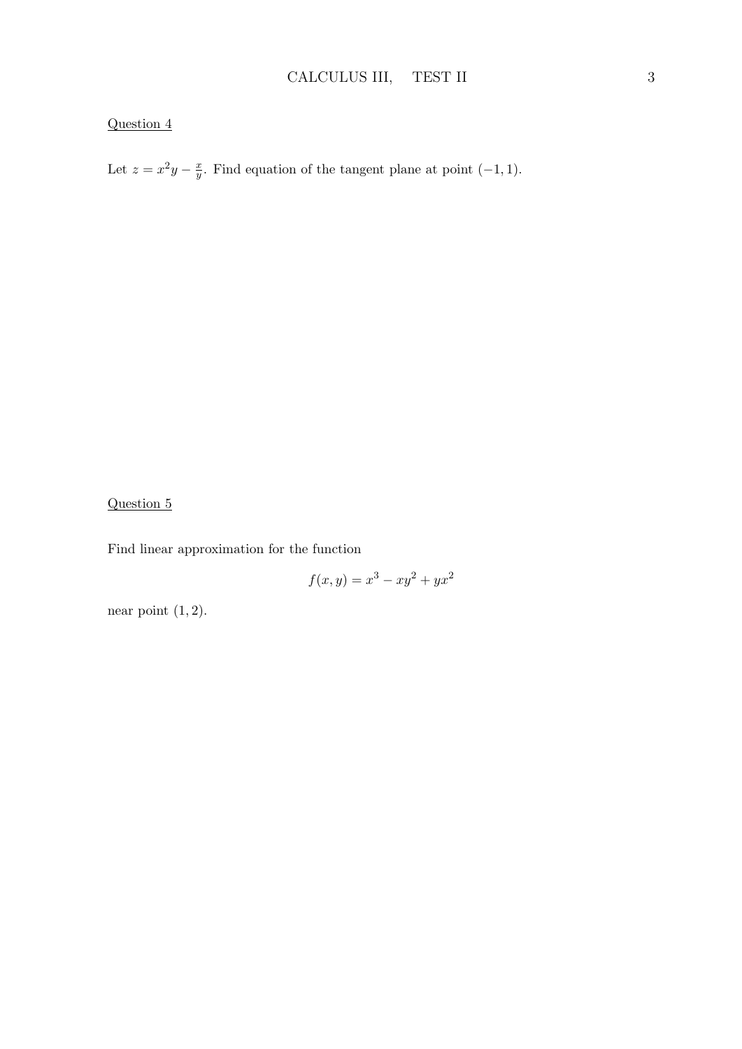Question 4

Let $z = x^2y - \frac{x}{y}$. Find equation of the tangent plane at point $(-1, 1)$.

Question 5

Find linear approximation for the function

$$f(x, y) = x^3 - xy^2 + yx^2$$

near point $(1, 2)$.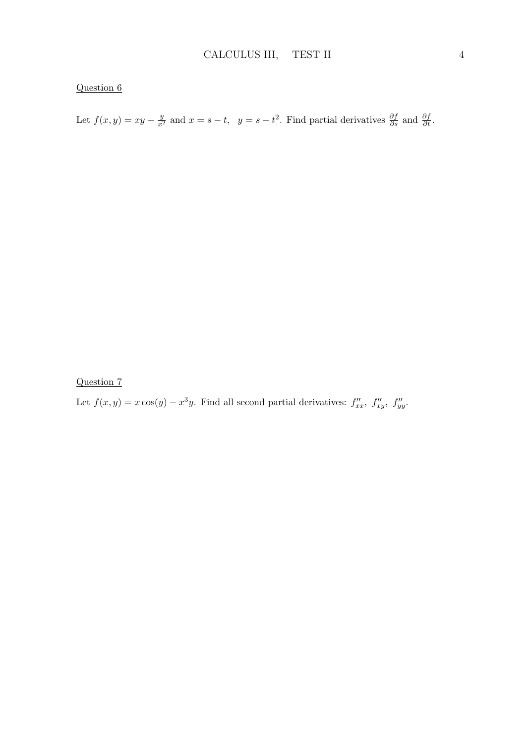Question 6

Let $f(x, y) = xy - \frac{y}{x^2}$ and $x = s - t,\ \ y = s - t^2$. Find partial derivatives $\frac{\partial f}{\partial s}$ and $\frac{\partial f}{\partial t}$.

Question 7

Let $f(x, y) = x\cos(y) - x^3 y$. Find all second partial derivatives: $f''_{xx},\ f''_{xy},\ f''_{yy}$.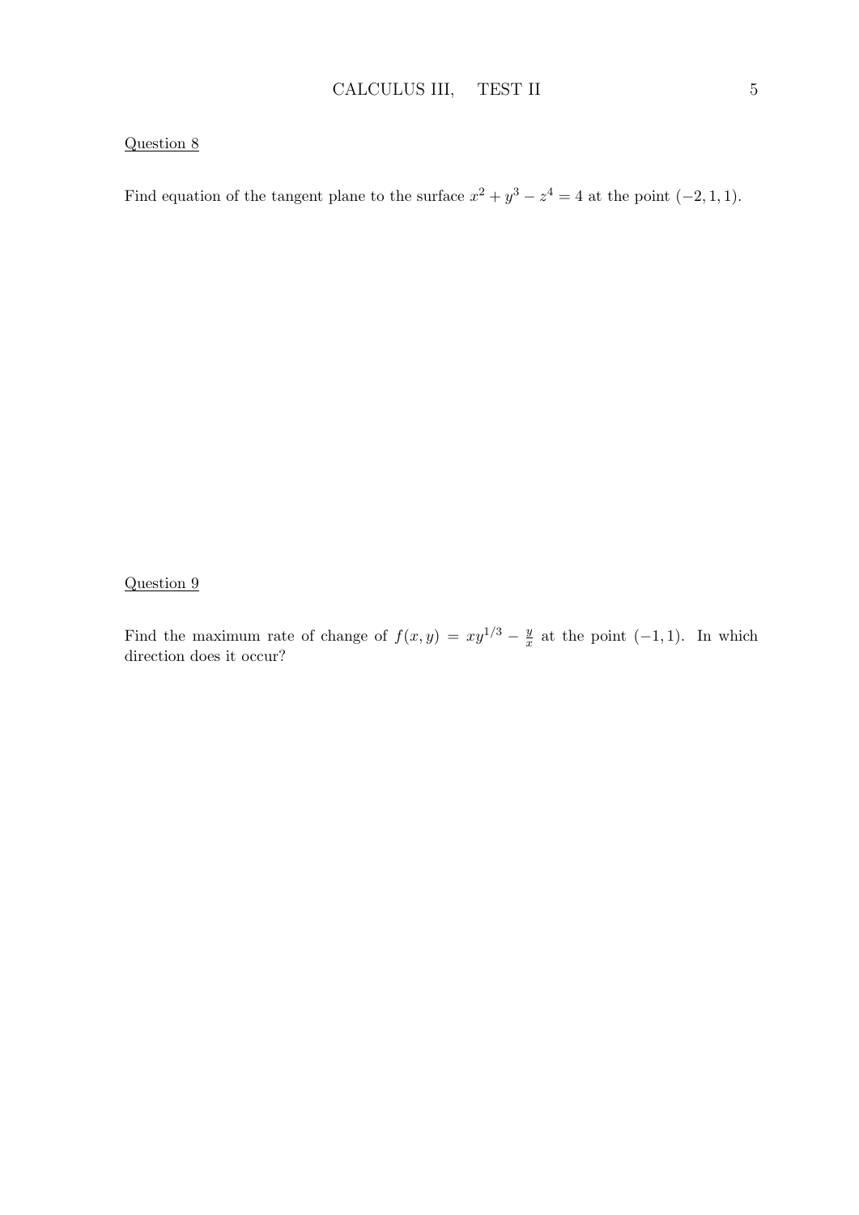Question 8

Find equation of the tangent plane to the surface $x^2 + y^3 - z^4 = 4$ at the point $(-2, 1, 1)$.

Question 9

Find the maximum rate of change of $f(x, y) = xy^{1/3} - \frac{y}{x}$ at the point $(-1, 1)$. In which direction does it occur?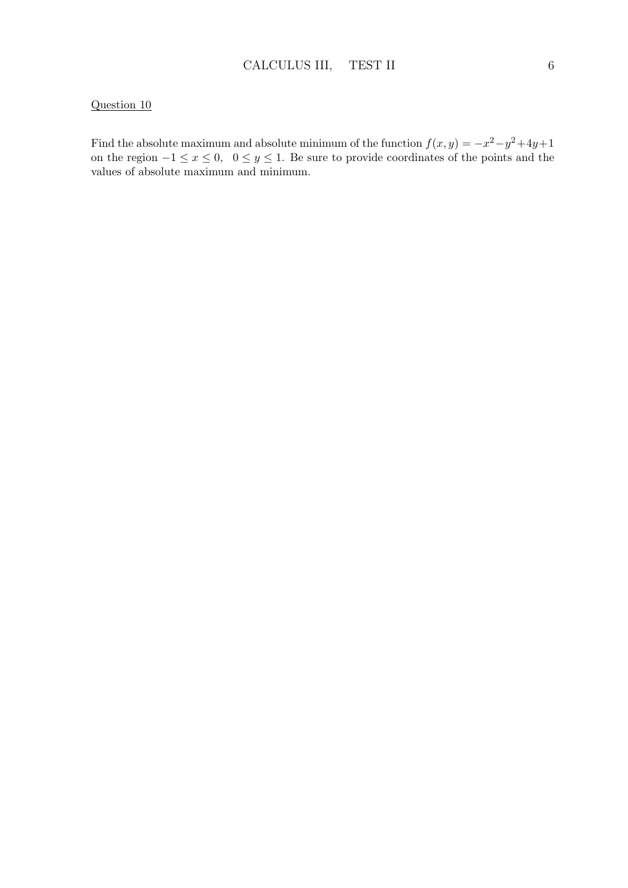Question 10

Find the absolute maximum and absolute minimum of the function $f(x, y) = -x^2 - y^2 + 4y + 1$ on the region $-1 \leq x \leq 0,\ \ 0 \leq y \leq 1$. Be sure to provide coordinates of the points and the values of absolute maximum and minimum.